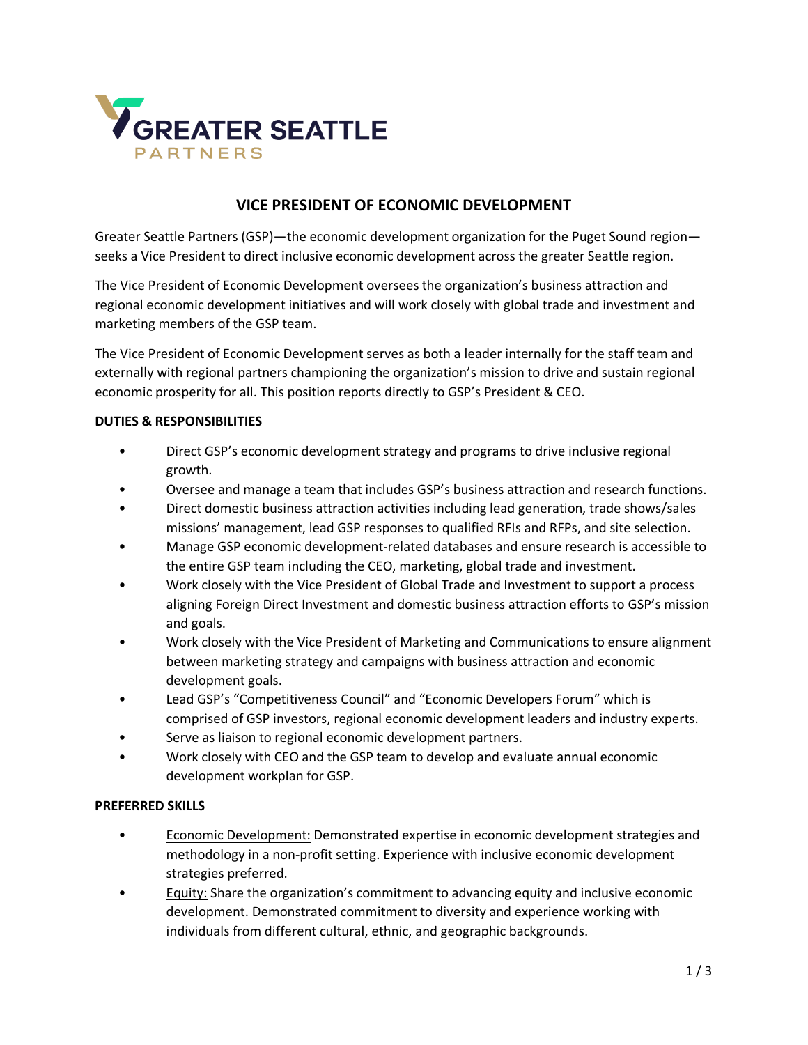GREATER SEATTLE PARTNERS

# VICE PRESIDENT OF ECONOMIC DEVELOPMENT

Greater Seattle Partners (GSP)—the economic development organization for the Puget Sound region—seeks a Vice President to direct inclusive economic development across the greater Seattle region.

The Vice President of Economic Development oversees the organization's business attraction and regional economic development initiatives and will work closely with global trade and investment and marketing members of the GSP team.

The Vice President of Economic Development serves as both a leader internally for the staff team and externally with regional partners championing the organization's mission to drive and sustain regional economic prosperity for all. This position reports directly to GSP's President & CEO.

## DUTIES & RESPONSIBILITIES

- Direct GSP's economic development strategy and programs to drive inclusive regional growth.
- Oversee and manage a team that includes GSP's business attraction and research functions.
- Direct domestic business attraction activities including lead generation, trade shows/sales missions' management, lead GSP responses to qualified RFIs and RFPs, and site selection.
- Manage GSP economic development-related databases and ensure research is accessible to the entire GSP team including the CEO, marketing, global trade and investment.
- Work closely with the Vice President of Global Trade and Investment to support a process aligning Foreign Direct Investment and domestic business attraction efforts to GSP's mission and goals.
- Work closely with the Vice President of Marketing and Communications to ensure alignment between marketing strategy and campaigns with business attraction and economic development goals.
- Lead GSP's "Competitiveness Council" and "Economic Developers Forum" which is comprised of GSP investors, regional economic development leaders and industry experts.
- Serve as liaison to regional economic development partners.
- Work closely with CEO and the GSP team to develop and evaluate annual economic development workplan for GSP.

## PREFERRED SKILLS

- Economic Development: Demonstrated expertise in economic development strategies and methodology in a non-profit setting. Experience with inclusive economic development strategies preferred.
- Equity: Share the organization's commitment to advancing equity and inclusive economic development. Demonstrated commitment to diversity and experience working with individuals from different cultural, ethnic, and geographic backgrounds.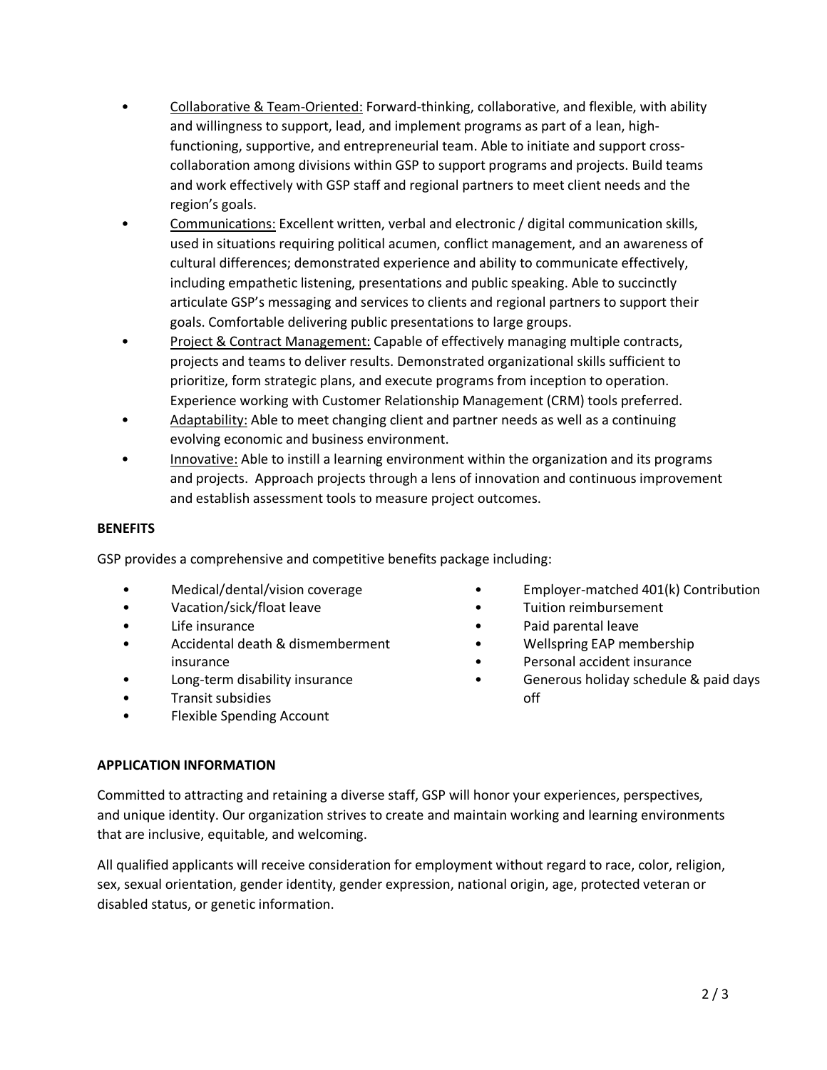- Collaborative & Team-Oriented: Forward-thinking, collaborative, and flexible, with ability and willingness to support, lead, and implement programs as part of a lean, high-functioning, supportive, and entrepreneurial team. Able to initiate and support cross-collaboration among divisions within GSP to support programs and projects. Build teams and work effectively with GSP staff and regional partners to meet client needs and the region's goals.
- Communications: Excellent written, verbal and electronic / digital communication skills, used in situations requiring political acumen, conflict management, and an awareness of cultural differences; demonstrated experience and ability to communicate effectively, including empathetic listening, presentations and public speaking. Able to succinctly articulate GSP's messaging and services to clients and regional partners to support their goals. Comfortable delivering public presentations to large groups.
- Project & Contract Management: Capable of effectively managing multiple contracts, projects and teams to deliver results. Demonstrated organizational skills sufficient to prioritize, form strategic plans, and execute programs from inception to operation. Experience working with Customer Relationship Management (CRM) tools preferred.
- Adaptability: Able to meet changing client and partner needs as well as a continuing evolving economic and business environment.
- Innovative: Able to instill a learning environment within the organization and its programs and projects. Approach projects through a lens of innovation and continuous improvement and establish assessment tools to measure project outcomes.

**BENEFITS**

GSP provides a comprehensive and competitive benefits package including:

- Medical/dental/vision coverage
- Vacation/sick/float leave
- Life insurance
- Accidental death & dismemberment insurance
- Long-term disability insurance
- Transit subsidies
- Flexible Spending Account
- Employer-matched 401(k) Contribution
- Tuition reimbursement
- Paid parental leave
- Wellspring EAP membership
- Personal accident insurance
- Generous holiday schedule & paid days off

**APPLICATION INFORMATION**

Committed to attracting and retaining a diverse staff, GSP will honor your experiences, perspectives, and unique identity. Our organization strives to create and maintain working and learning environments that are inclusive, equitable, and welcoming.

All qualified applicants will receive consideration for employment without regard to race, color, religion, sex, sexual orientation, gender identity, gender expression, national origin, age, protected veteran or disabled status, or genetic information.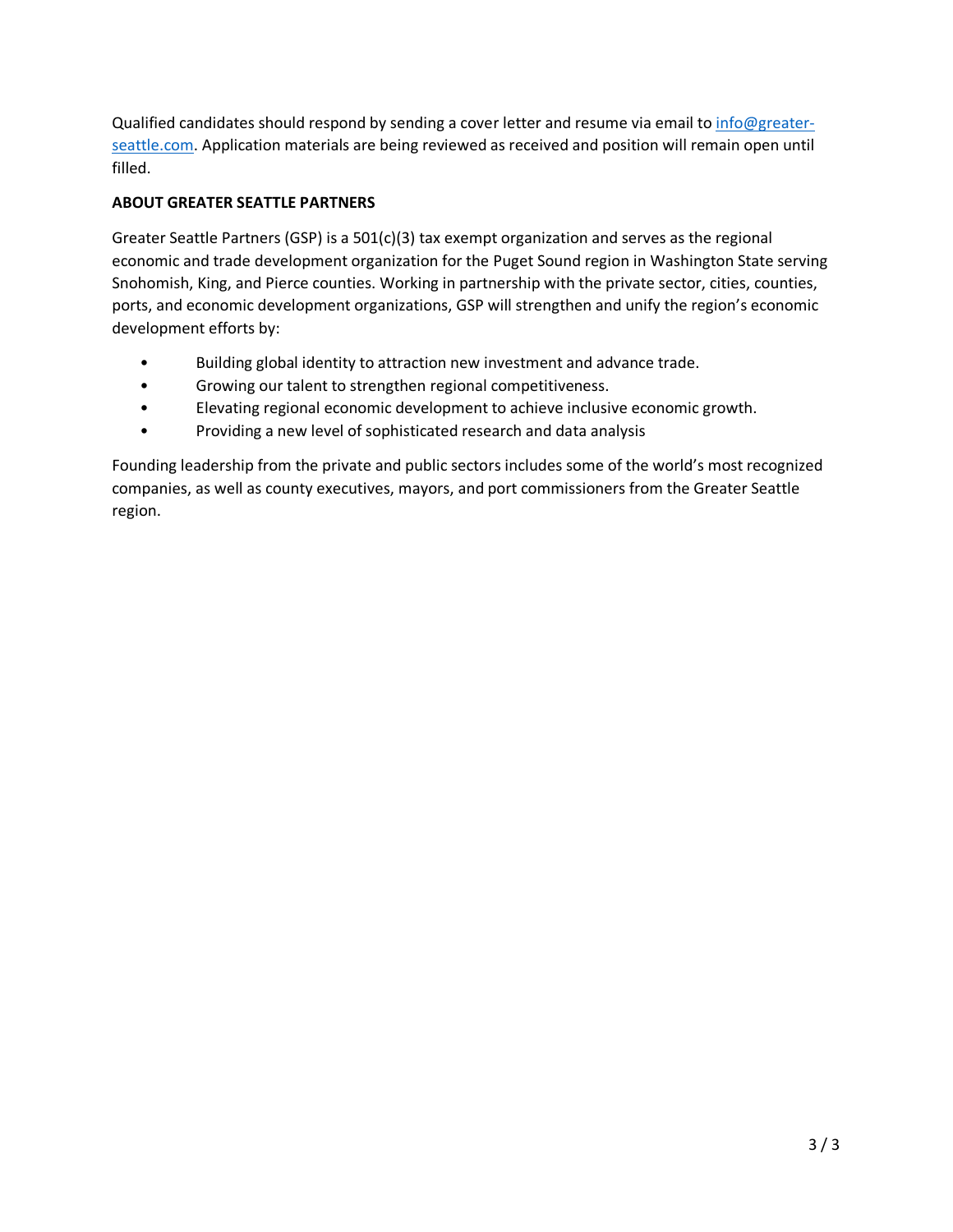Qualified candidates should respond by sending a cover letter and resume via email to info@greater-seattle.com. Application materials are being reviewed as received and position will remain open until filled.

**ABOUT GREATER SEATTLE PARTNERS**

Greater Seattle Partners (GSP) is a 501(c)(3) tax exempt organization and serves as the regional economic and trade development organization for the Puget Sound region in Washington State serving Snohomish, King, and Pierce counties. Working in partnership with the private sector, cities, counties, ports, and economic development organizations, GSP will strengthen and unify the region's economic development efforts by:

- Building global identity to attraction new investment and advance trade.
- Growing our talent to strengthen regional competitiveness.
- Elevating regional economic development to achieve inclusive economic growth.
- Providing a new level of sophisticated research and data analysis

Founding leadership from the private and public sectors includes some of the world's most recognized companies, as well as county executives, mayors, and port commissioners from the Greater Seattle region.